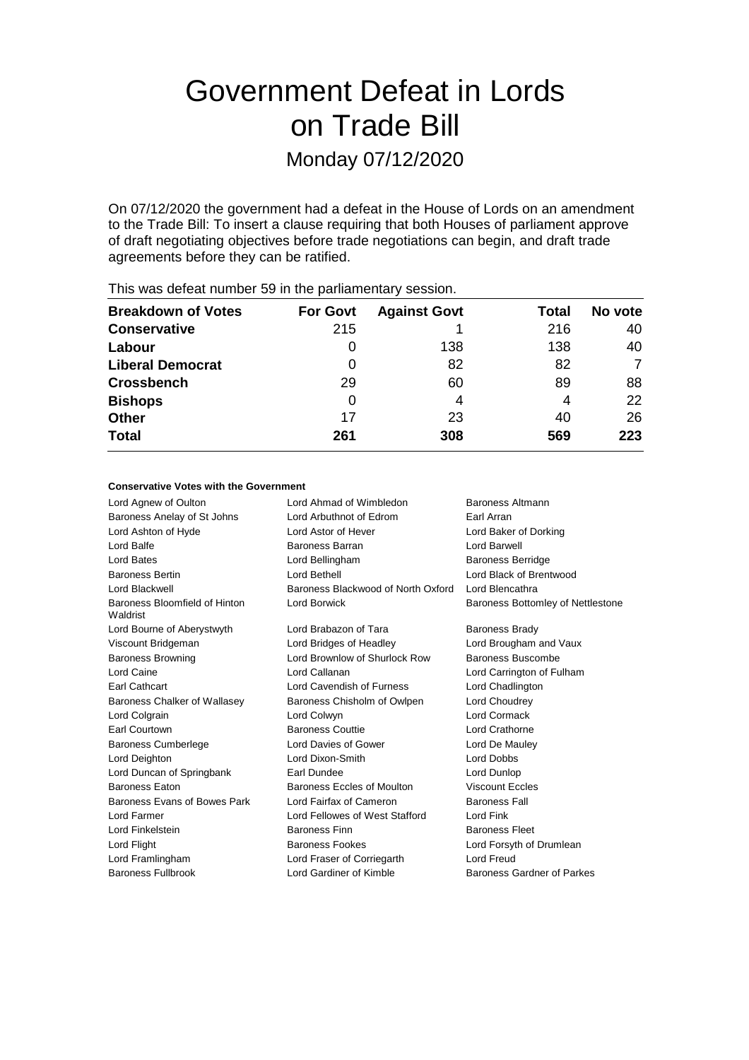# Government Defeat in Lords on Trade Bill

## Monday 07/12/2020

On 07/12/2020 the government had a defeat in the House of Lords on an amendment to the Trade Bill: To insert a clause requiring that both Houses of parliament approve of draft negotiating objectives before trade negotiations can begin, and draft trade agreements before they can be ratified.

This was defeat number 59 in the parliamentary session.

| Breakdown of Votes | For Govt | Against Govt | Total | No vote |
| --- | --- | --- | --- | --- |
| **Conservative** | 215 | 1 | 216 | 40 |
| **Labour** | 0 | 138 | 138 | 40 |
| **Liberal Democrat** | 0 | 82 | 82 | 7 |
| **Crossbench** | 29 | 60 | 89 | 88 |
| **Bishops** | 0 | 4 | 4 | 22 |
| **Other** | 17 | 23 | 40 | 26 |
| **Total** | 261 | 308 | 569 | 223 |

**Conservative Votes with the Government**

| | | |
| --- | --- | --- |
| Lord Agnew of Oulton | Lord Ahmad of Wimbledon | Baroness Altmann |
| Baroness Anelay of St Johns | Lord Arbuthnot of Edrom | Earl Arran |
| Lord Ashton of Hyde | Lord Astor of Hever | Lord Baker of Dorking |
| Lord Balfe | Baroness Barran | Lord Barwell |
| Lord Bates | Lord Bellingham | Baroness Berridge |
| Baroness Bertin | Lord Bethell | Lord Black of Brentwood |
| Lord Blackwell | Baroness Blackwood of North Oxford | Lord Blencathra |
| Baroness Bloomfield of Hinton Waldrist | Lord Borwick | Baroness Bottomley of Nettlestone |
| Lord Bourne of Aberystwyth | Lord Brabazon of Tara | Baroness Brady |
| Viscount Bridgeman | Lord Bridges of Headley | Lord Brougham and Vaux |
| Baroness Browning | Lord Brownlow of Shurlock Row | Baroness Buscombe |
| Lord Caine | Lord Callanan | Lord Carrington of Fulham |
| Earl Cathcart | Lord Cavendish of Furness | Lord Chadlington |
| Baroness Chalker of Wallasey | Baroness Chisholm of Owlpen | Lord Choudrey |
| Lord Colgrain | Lord Colwyn | Lord Cormack |
| Earl Courtown | Baroness Couttie | Lord Crathorne |
| Baroness Cumberlege | Lord Davies of Gower | Lord De Mauley |
| Lord Deighton | Lord Dixon-Smith | Lord Dobbs |
| Lord Duncan of Springbank | Earl Dundee | Lord Dunlop |
| Baroness Eaton | Baroness Eccles of Moulton | Viscount Eccles |
| Baroness Evans of Bowes Park | Lord Fairfax of Cameron | Baroness Fall |
| Lord Farmer | Lord Fellowes of West Stafford | Lord Fink |
| Lord Finkelstein | Baroness Finn | Baroness Fleet |
| Lord Flight | Baroness Fookes | Lord Forsyth of Drumlean |
| Lord Framlingham | Lord Fraser of Corriegarth | Lord Freud |
| Baroness Fullbrook | Lord Gardiner of Kimble | Baroness Gardner of Parkes |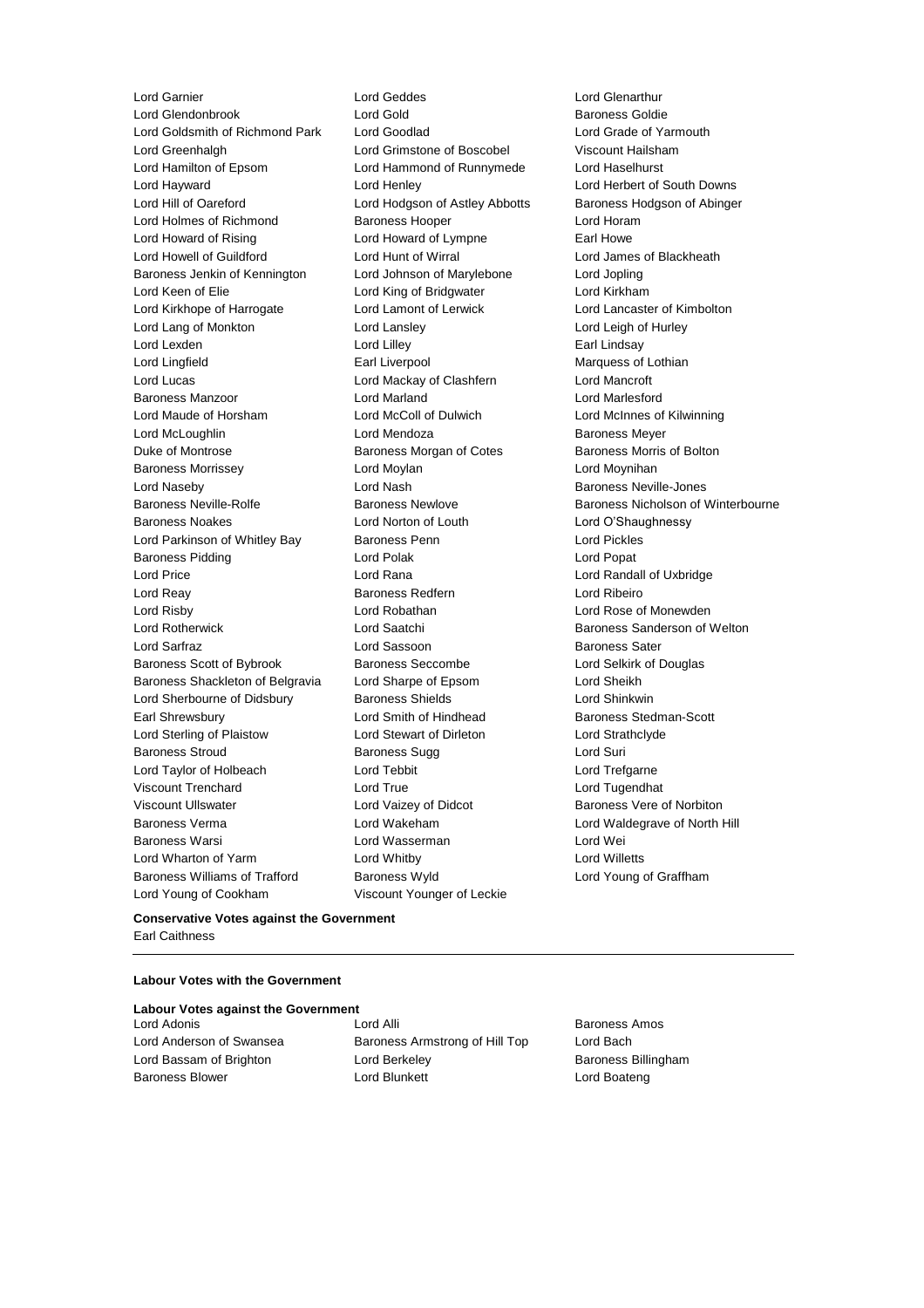Lord Garnier
Lord Geddes
Lord Glenarthur
Lord Glendonbrook
Lord Gold
Baroness Goldie
Lord Goldsmith of Richmond Park
Lord Goodlad
Lord Grade of Yarmouth
Lord Greenhalgh
Lord Grimstone of Boscobel
Viscount Hailsham
Lord Hamilton of Epsom
Lord Hammond of Runnymede
Lord Haselhurst
Lord Hayward
Lord Henley
Lord Herbert of South Downs
Lord Hill of Oareford
Lord Hodgson of Astley Abbotts
Baroness Hodgson of Abinger
Lord Holmes of Richmond
Baroness Hooper
Lord Horam
Lord Howard of Rising
Lord Howard of Lympne
Earl Howe
Lord Howell of Guildford
Lord Hunt of Wirral
Lord James of Blackheath
Baroness Jenkin of Kennington
Lord Johnson of Marylebone
Lord Jopling
Lord Keen of Elie
Lord King of Bridgwater
Lord Kirkham
Lord Kirkhope of Harrogate
Lord Lamont of Lerwick
Lord Lancaster of Kimbolton
Lord Lang of Monkton
Lord Lansley
Lord Leigh of Hurley
Lord Lexden
Lord Lilley
Earl Lindsay
Lord Lingfield
Earl Liverpool
Marquess of Lothian
Lord Lucas
Lord Mackay of Clashfern
Lord Mancroft
Baroness Manzoor
Lord Marland
Lord Marlesford
Lord Maude of Horsham
Lord McColl of Dulwich
Lord McInnes of Kilwinning
Lord McLoughlin
Lord Mendoza
Baroness Meyer
Duke of Montrose
Baroness Morgan of Cotes
Baroness Morris of Bolton
Baroness Morrissey
Lord Moylan
Lord Moynihan
Lord Naseby
Lord Nash
Baroness Neville-Jones
Baroness Neville-Rolfe
Baroness Newlove
Baroness Nicholson of Winterbourne
Baroness Noakes
Lord Norton of Louth
Lord O'Shaughnessy
Lord Parkinson of Whitley Bay
Baroness Penn
Lord Pickles
Baroness Pidding
Lord Polak
Lord Popat
Lord Price
Lord Rana
Lord Randall of Uxbridge
Lord Reay
Baroness Redfern
Lord Ribeiro
Lord Risby
Lord Robathan
Lord Rose of Monewden
Lord Rotherwick
Lord Saatchi
Baroness Sanderson of Welton
Lord Sarfraz
Lord Sassoon
Baroness Sater
Baroness Scott of Bybrook
Baroness Seccombe
Lord Selkirk of Douglas
Baroness Shackleton of Belgravia
Lord Sharpe of Epsom
Lord Sheikh
Lord Sherbourne of Didsbury
Baroness Shields
Lord Shinkwin
Earl Shrewsbury
Lord Smith of Hindhead
Baroness Stedman-Scott
Lord Sterling of Plaistow
Lord Stewart of Dirleton
Lord Strathclyde
Baroness Stroud
Baroness Sugg
Lord Suri
Lord Taylor of Holbeach
Lord Tebbit
Lord Trefgarne
Viscount Trenchard
Lord True
Lord Tugendhat
Viscount Ullswater
Lord Vaizey of Didcot
Baroness Vere of Norbiton
Baroness Verma
Lord Wakeham
Lord Waldegrave of North Hill
Baroness Warsi
Lord Wasserman
Lord Wei
Lord Wharton of Yarm
Lord Whitby
Lord Willetts
Baroness Williams of Trafford
Baroness Wyld
Lord Young of Graffham
Lord Young of Cookham
Viscount Younger of Leckie

**Conservative Votes against the Government**

Earl Caithness

**Labour Votes with the Government**

**Labour Votes against the Government**

Lord Adonis
Lord Alli
Baroness Amos
Lord Anderson of Swansea
Baroness Armstrong of Hill Top
Lord Bach
Lord Bassam of Brighton
Lord Berkeley
Baroness Billingham
Baroness Blower
Lord Blunkett
Lord Boateng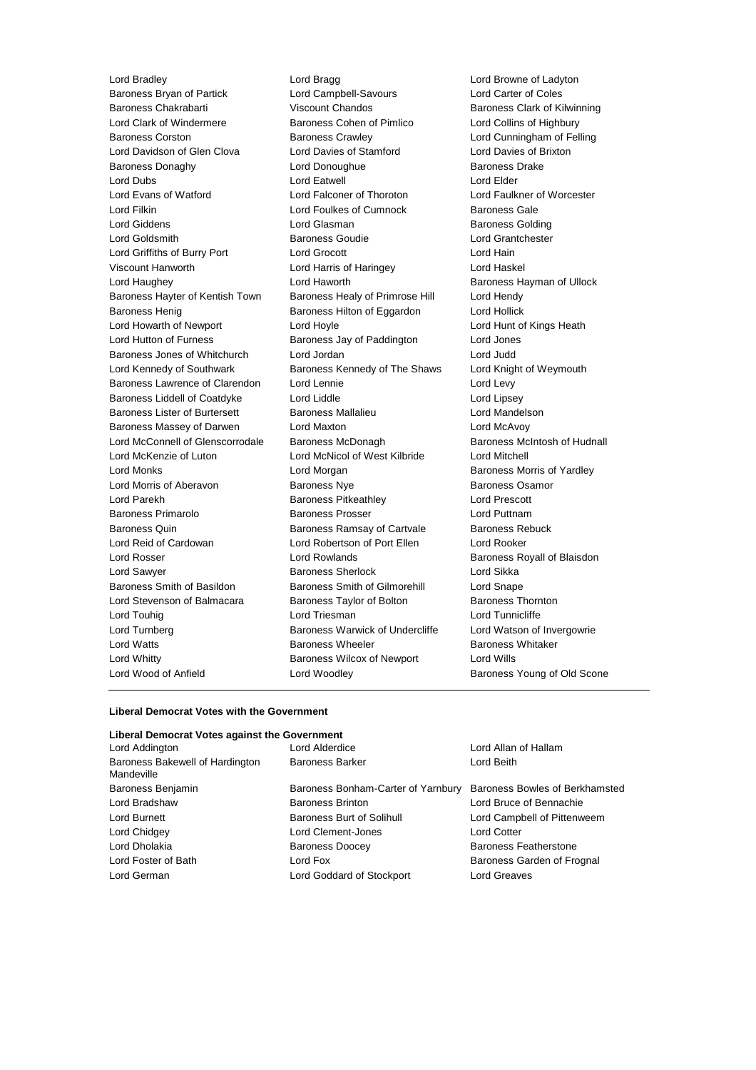Lord Bradley
Baroness Bryan of Partick
Baroness Chakrabarti
Lord Clark of Windermere
Baroness Corston
Lord Davidson of Glen Clova
Baroness Donaghy
Lord Dubs
Lord Evans of Watford
Lord Filkin
Lord Giddens
Lord Goldsmith
Lord Griffiths of Burry Port
Viscount Hanworth
Lord Haughey
Baroness Hayter of Kentish Town
Baroness Henig
Lord Howarth of Newport
Lord Hutton of Furness
Baroness Jones of Whitchurch
Lord Kennedy of Southwark
Baroness Lawrence of Clarendon
Baroness Liddell of Coatdyke
Baroness Lister of Burtersett
Baroness Massey of Darwen
Lord McConnell of Glenscorrodale
Lord McKenzie of Luton
Lord Monks
Lord Morris of Aberavon
Lord Parekh
Baroness Primarolo
Baroness Quin
Lord Reid of Cardowan
Lord Rosser
Lord Sawyer
Baroness Smith of Basildon
Lord Stevenson of Balmacara
Lord Touhig
Lord Turnberg
Lord Watts
Lord Whitty
Lord Wood of Anfield
Lord Bragg
Lord Campbell-Savours
Viscount Chandos
Baroness Cohen of Pimlico
Baroness Crawley
Lord Davies of Stamford
Lord Donoughue
Lord Eatwell
Lord Falconer of Thoroton
Lord Foulkes of Cumnock
Lord Glasman
Baroness Goudie
Lord Grocott
Lord Harris of Haringey
Lord Haworth
Baroness Healy of Primrose Hill
Baroness Hilton of Eggardon
Lord Hoyle
Baroness Jay of Paddington
Lord Jordan
Baroness Kennedy of The Shaws
Lord Lennie
Lord Liddle
Baroness Mallalieu
Lord Maxton
Baroness McDonagh
Lord McNicol of West Kilbride
Lord Morgan
Baroness Nye
Baroness Pitkeathley
Baroness Prosser
Baroness Ramsay of Cartvale
Lord Robertson of Port Ellen
Lord Rowlands
Baroness Sherlock
Baroness Smith of Gilmorehill
Baroness Taylor of Bolton
Lord Triesman
Baroness Warwick of Undercliffe
Baroness Wheeler
Baroness Wilcox of Newport
Lord Woodley
Lord Browne of Ladyton
Lord Carter of Coles
Baroness Clark of Kilwinning
Lord Collins of Highbury
Lord Cunningham of Felling
Lord Davies of Brixton
Baroness Drake
Lord Elder
Lord Faulkner of Worcester
Baroness Gale
Baroness Golding
Lord Grantchester
Lord Hain
Lord Haskel
Baroness Hayman of Ullock
Lord Hendy
Lord Hollick
Lord Hunt of Kings Heath
Lord Jones
Lord Judd
Lord Knight of Weymouth
Lord Levy
Lord Lipsey
Lord Mandelson
Lord McAvoy
Baroness McIntosh of Hudnall
Lord Mitchell
Baroness Morris of Yardley
Baroness Osamor
Lord Prescott
Lord Puttnam
Baroness Rebuck
Lord Rooker
Baroness Royall of Blaisdon
Lord Sikka
Lord Snape
Baroness Thornton
Lord Tunnicliffe
Lord Watson of Invergowrie
Baroness Whitaker
Lord Wills
Baroness Young of Old Scone

---

**Liberal Democrat Votes with the Government**

**Liberal Democrat Votes against the Government**

Lord Addington
Baroness Bakewell of Hardington Mandeville
Baroness Benjamin
Lord Bradshaw
Lord Burnett
Lord Chidgey
Lord Dholakia
Lord Foster of Bath
Lord German
Lord Alderdice
Baroness Barker
Baroness Bonham-Carter of Yarnbury
Baroness Brinton
Baroness Burt of Solihull
Lord Clement-Jones
Baroness Doocey
Lord Fox
Lord Goddard of Stockport
Lord Allan of Hallam
Lord Beith
Baroness Bowles of Berkhamsted
Lord Bruce of Bennachie
Lord Campbell of Pittenweem
Lord Cotter
Baroness Featherstone
Baroness Garden of Frognal
Lord Greaves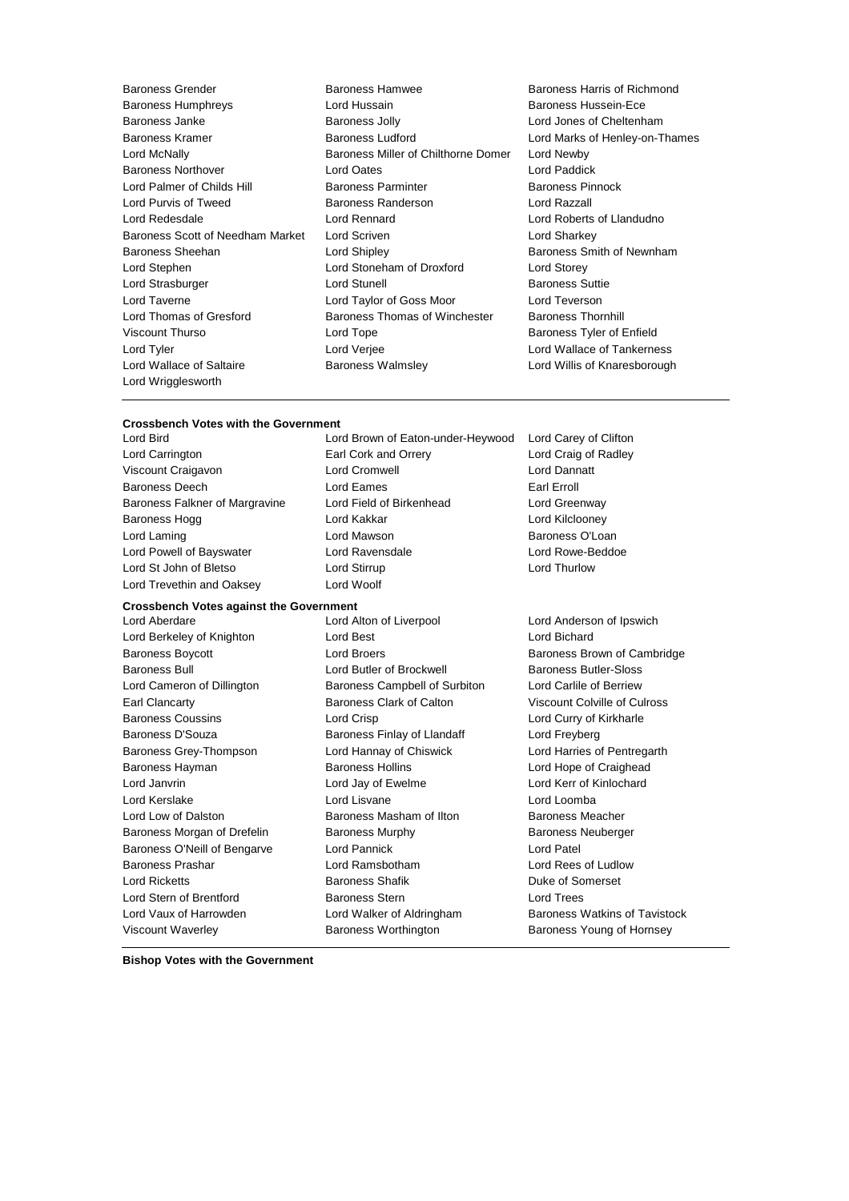Baroness Grender, Baroness Hamwee, Baroness Harris of Richmond, Baroness Humphreys, Lord Hussain, Baroness Hussein-Ece, Baroness Janke, Baroness Jolly, Lord Jones of Cheltenham, Baroness Kramer, Baroness Ludford, Lord Marks of Henley-on-Thames, Lord McNally, Baroness Miller of Chilthorne Domer, Lord Newby, Baroness Northover, Lord Oates, Lord Paddick, Lord Palmer of Childs Hill, Baroness Parminter, Baroness Pinnock, Lord Purvis of Tweed, Baroness Randerson, Lord Razzall, Lord Redesdale, Lord Rennard, Lord Roberts of Llandudno, Baroness Scott of Needham Market, Lord Scriven, Lord Sharkey, Baroness Sheehan, Lord Shipley, Baroness Smith of Newnham, Lord Stephen, Lord Stoneham of Droxford, Lord Storey, Lord Strasburger, Lord Stunell, Baroness Suttie, Lord Taverne, Lord Taylor of Goss Moor, Lord Teverson, Lord Thomas of Gresford, Baroness Thomas of Winchester, Baroness Thornhill, Viscount Thurso, Lord Tope, Baroness Tyler of Enfield, Lord Tyler, Lord Verjee, Lord Wallace of Tankerness, Lord Wallace of Saltaire, Baroness Walmsley, Lord Willis of Knaresborough, Lord Wrigglesworth

---

**Crossbench Votes with the Government**

Lord Bird, Lord Brown of Eaton-under-Heywood, Lord Carey of Clifton, Lord Carrington, Earl Cork and Orrery, Lord Craig of Radley, Viscount Craigavon, Lord Cromwell, Lord Dannatt, Baroness Deech, Lord Eames, Earl Erroll, Baroness Falkner of Margravine, Lord Field of Birkenhead, Lord Greenway, Baroness Hogg, Lord Kakkar, Lord Kilclooney, Lord Laming, Lord Mawson, Baroness O'Loan, Lord Powell of Bayswater, Lord Ravensdale, Lord Rowe-Beddoe, Lord St John of Bletso, Lord Stirrup, Lord Thurlow, Lord Trevethin and Oaksey, Lord Woolf

**Crossbench Votes against the Government**

Lord Aberdare, Lord Alton of Liverpool, Lord Anderson of Ipswich, Lord Berkeley of Knighton, Lord Best, Lord Bichard, Baroness Boycott, Lord Broers, Baroness Brown of Cambridge, Baroness Bull, Lord Butler of Brockwell, Baroness Butler-Sloss, Lord Cameron of Dillington, Baroness Campbell of Surbiton, Lord Carlile of Berriew, Earl Clancarty, Baroness Clark of Calton, Viscount Colville of Culross, Baroness Coussins, Lord Crisp, Lord Curry of Kirkharle, Baroness D'Souza, Baroness Finlay of Llandaff, Lord Freyberg, Baroness Grey-Thompson, Lord Hannay of Chiswick, Lord Harries of Pentregarth, Baroness Hayman, Baroness Hollins, Lord Hope of Craighead, Lord Janvrin, Lord Jay of Ewelme, Lord Kerr of Kinlochard, Lord Kerslake, Lord Lisvane, Lord Loomba, Lord Low of Dalston, Baroness Masham of Ilton, Baroness Meacher, Baroness Morgan of Drefelin, Baroness Murphy, Baroness Neuberger, Baroness O'Neill of Bengarve, Lord Pannick, Lord Patel, Baroness Prashar, Lord Ramsbotham, Lord Rees of Ludlow, Lord Ricketts, Baroness Shafik, Duke of Somerset, Lord Stern of Brentford, Baroness Stern, Lord Trees, Lord Vaux of Harrowden, Lord Walker of Aldringham, Baroness Watkins of Tavistock, Viscount Waverley, Baroness Worthington, Baroness Young of Hornsey

---

**Bishop Votes with the Government**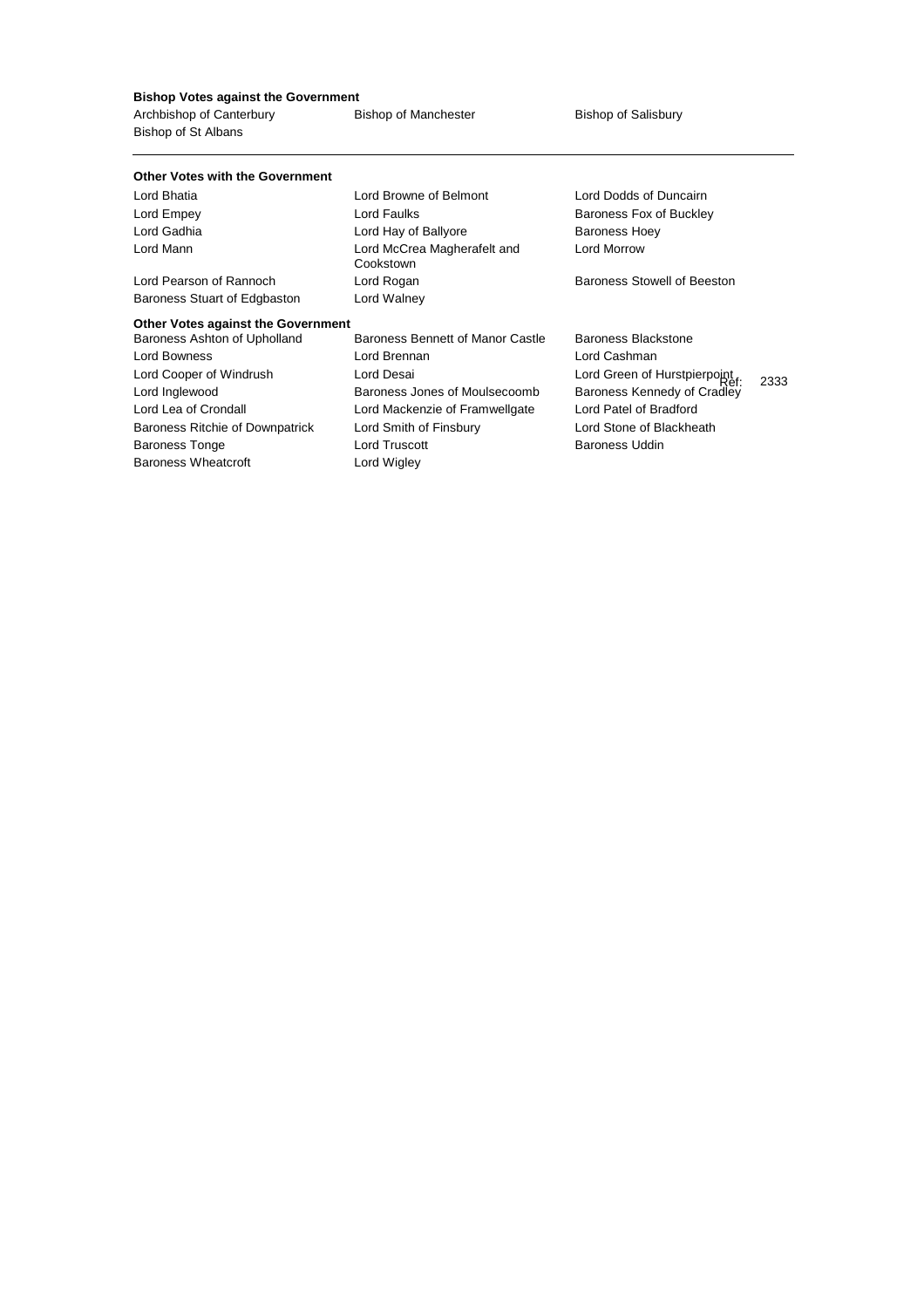**Bishop Votes against the Government**

Archbishop of Canterbury
Bishop of Manchester
Bishop of Salisbury
Bishop of St Albans

---

**Other Votes with the Government**

Lord Bhatia
Lord Browne of Belmont
Lord Dodds of Duncairn
Lord Empey
Lord Faulks
Baroness Fox of Buckley
Lord Gadhia
Lord Hay of Ballyore
Baroness Hoey
Lord Mann
Lord McCrea Magherafelt and Cookstown
Lord Morrow
Lord Pearson of Rannoch
Lord Rogan
Baroness Stowell of Beeston
Baroness Stuart of Edgbaston
Lord Walney

**Other Votes against the Government**

Baroness Ashton of Upholland
Baroness Bennett of Manor Castle
Baroness Blackstone
Lord Bowness
Lord Brennan
Lord Cashman
Lord Cooper of Windrush
Lord Desai
Lord Green of Hurstpierpoint
Lord Inglewood
Baroness Jones of Moulsecoomb
Baroness Kennedy of Cradley
Lord Lea of Crondall
Lord Mackenzie of Framwellgate
Lord Patel of Bradford
Baroness Ritchie of Downpatrick
Lord Smith of Finsbury
Lord Stone of Blackheath
Baroness Tonge
Lord Truscott
Baroness Uddin
Baroness Wheatcroft
Lord Wigley

Ref: 2333